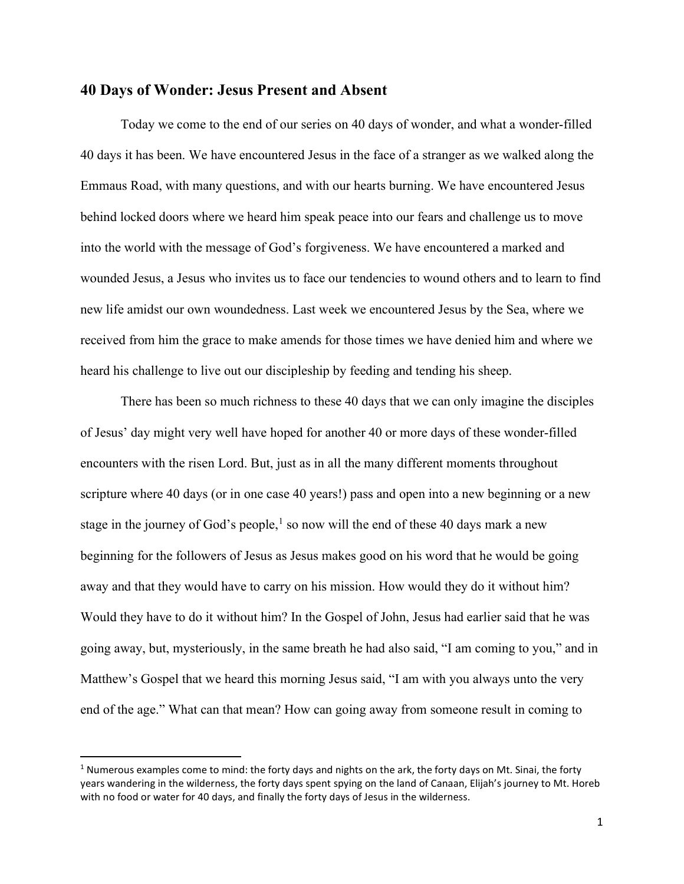## 40 Days of Wonder: Jesus Present and Absent

Today we come to the end of our series on 40 days of wonder, and what a wonder-filled 40 days it has been. We have encountered Jesus in the face of a stranger as we walked along the Emmaus Road, with many questions, and with our hearts burning. We have encountered Jesus behind locked doors where we heard him speak peace into our fears and challenge us to move into the world with the message of God's forgiveness. We have encountered a marked and wounded Jesus, a Jesus who invites us to face our tendencies to wound others and to learn to find new life amidst our own woundedness. Last week we encountered Jesus by the Sea, where we received from him the grace to make amends for those times we have denied him and where we heard his challenge to live out our discipleship by feeding and tending his sheep.

There has been so much richness to these 40 days that we can only imagine the disciples of Jesus' day might very well have hoped for another 40 or more days of these wonder-filled encounters with the risen Lord. But, just as in all the many different moments throughout scripture where 40 days (or in one case 40 years!) pass and open into a new beginning or a new stage in the journey of God's people,[1] so now will the end of these 40 days mark a new beginning for the followers of Jesus as Jesus makes good on his word that he would be going away and that they would have to carry on his mission. How would they do it without him? Would they have to do it without him? In the Gospel of John, Jesus had earlier said that he was going away, but, mysteriously, in the same breath he had also said, "I am coming to you," and in Matthew's Gospel that we heard this morning Jesus said, "I am with you always unto the very end of the age." What can that mean? How can going away from someone result in coming to

---

[1] Numerous examples come to mind: the forty days and nights on the ark, the forty days on Mt. Sinai, the forty years wandering in the wilderness, the forty days spent spying on the land of Canaan, Elijah's journey to Mt. Horeb with no food or water for 40 days, and finally the forty days of Jesus in the wilderness.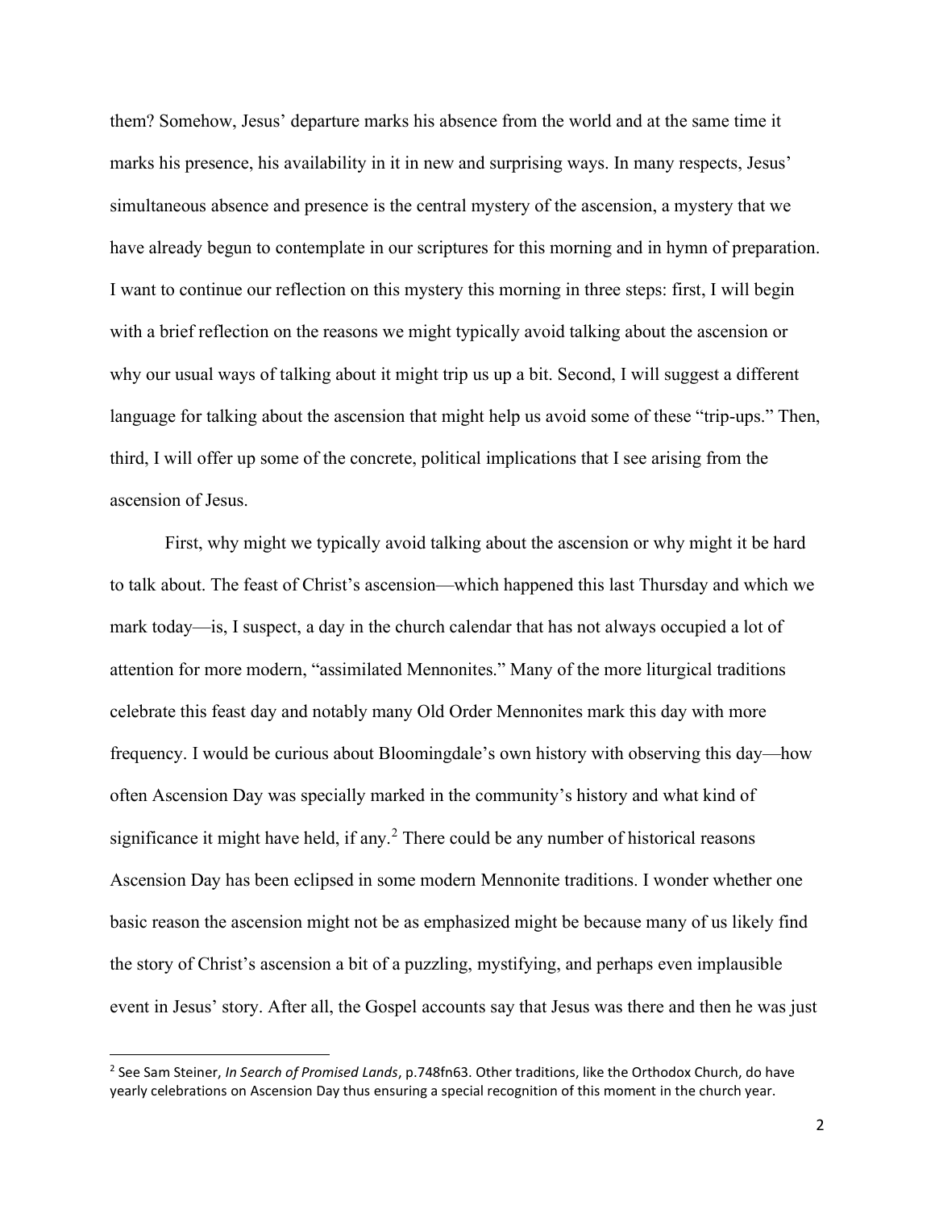them? Somehow, Jesus' departure marks his absence from the world and at the same time it marks his presence, his availability in it in new and surprising ways. In many respects, Jesus' simultaneous absence and presence is the central mystery of the ascension, a mystery that we have already begun to contemplate in our scriptures for this morning and in hymn of preparation. I want to continue our reflection on this mystery this morning in three steps: first, I will begin with a brief reflection on the reasons we might typically avoid talking about the ascension or why our usual ways of talking about it might trip us up a bit. Second, I will suggest a different language for talking about the ascension that might help us avoid some of these "trip-ups." Then, third, I will offer up some of the concrete, political implications that I see arising from the ascension of Jesus.

First, why might we typically avoid talking about the ascension or why might it be hard to talk about. The feast of Christ's ascension—which happened this last Thursday and which we mark today—is, I suspect, a day in the church calendar that has not always occupied a lot of attention for more modern, "assimilated Mennonites." Many of the more liturgical traditions celebrate this feast day and notably many Old Order Mennonites mark this day with more frequency. I would be curious about Bloomingdale's own history with observing this day—how often Ascension Day was specially marked in the community's history and what kind of significance it might have held, if any.[2] There could be any number of historical reasons Ascension Day has been eclipsed in some modern Mennonite traditions. I wonder whether one basic reason the ascension might not be as emphasized might be because many of us likely find the story of Christ's ascension a bit of a puzzling, mystifying, and perhaps even implausible event in Jesus' story. After all, the Gospel accounts say that Jesus was there and then he was just

---

[2] See Sam Steiner, *In Search of Promised Lands*, p.748fn63. Other traditions, like the Orthodox Church, do have yearly celebrations on Ascension Day thus ensuring a special recognition of this moment in the church year.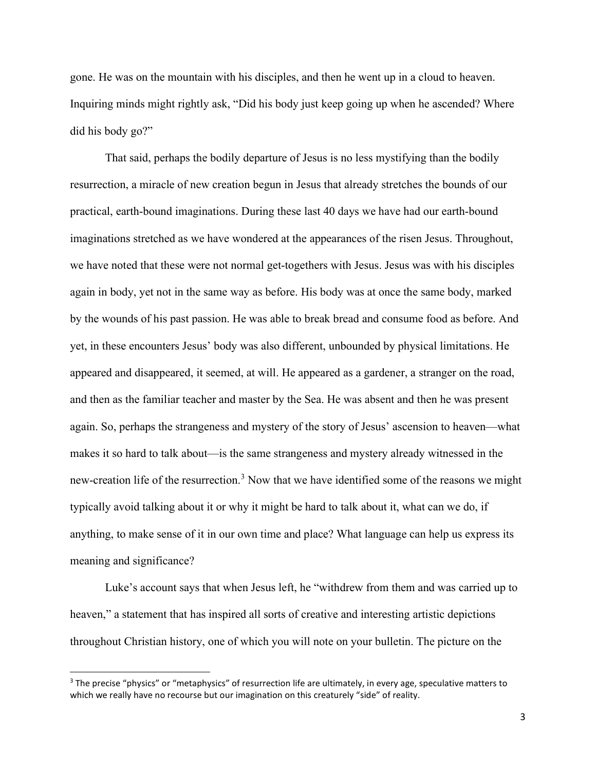gone. He was on the mountain with his disciples, and then he went up in a cloud to heaven. Inquiring minds might rightly ask, "Did his body just keep going up when he ascended? Where did his body go?"

That said, perhaps the bodily departure of Jesus is no less mystifying than the bodily resurrection, a miracle of new creation begun in Jesus that already stretches the bounds of our practical, earth-bound imaginations. During these last 40 days we have had our earth-bound imaginations stretched as we have wondered at the appearances of the risen Jesus. Throughout, we have noted that these were not normal get-togethers with Jesus. Jesus was with his disciples again in body, yet not in the same way as before. His body was at once the same body, marked by the wounds of his past passion. He was able to break bread and consume food as before. And yet, in these encounters Jesus' body was also different, unbounded by physical limitations. He appeared and disappeared, it seemed, at will. He appeared as a gardener, a stranger on the road, and then as the familiar teacher and master by the Sea. He was absent and then he was present again. So, perhaps the strangeness and mystery of the story of Jesus' ascension to heaven—what makes it so hard to talk about—is the same strangeness and mystery already witnessed in the new-creation life of the resurrection.[3] Now that we have identified some of the reasons we might typically avoid talking about it or why it might be hard to talk about it, what can we do, if anything, to make sense of it in our own time and place? What language can help us express its meaning and significance?

Luke's account says that when Jesus left, he "withdrew from them and was carried up to heaven," a statement that has inspired all sorts of creative and interesting artistic depictions throughout Christian history, one of which you will note on your bulletin. The picture on the

---

[3] The precise "physics" or "metaphysics" of resurrection life are ultimately, in every age, speculative matters to which we really have no recourse but our imagination on this creaturely "side" of reality.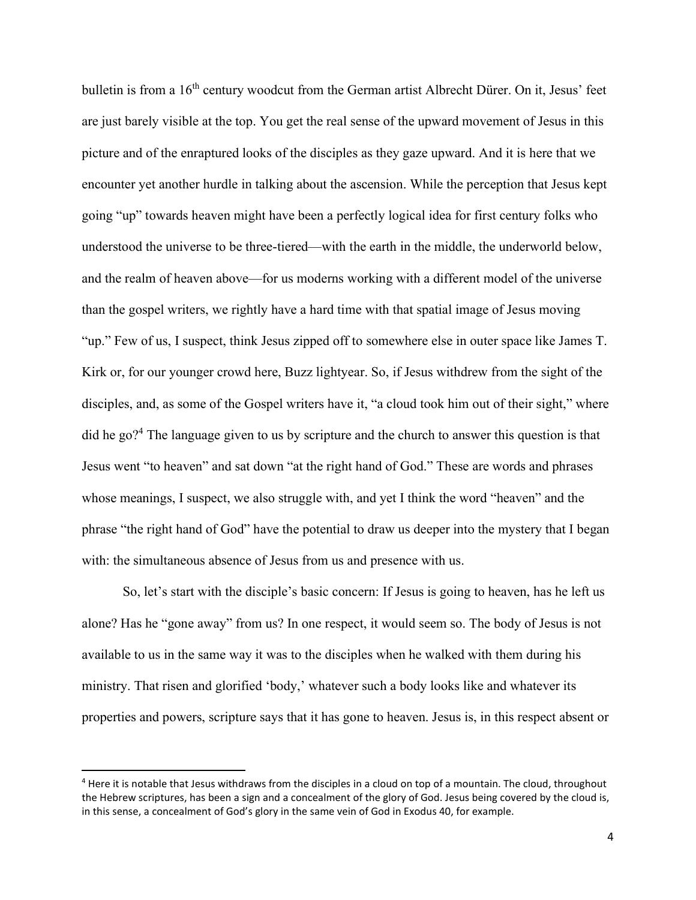bulletin is from a 16th century woodcut from the German artist Albrecht Dürer. On it, Jesus' feet are just barely visible at the top. You get the real sense of the upward movement of Jesus in this picture and of the enraptured looks of the disciples as they gaze upward. And it is here that we encounter yet another hurdle in talking about the ascension. While the perception that Jesus kept going "up" towards heaven might have been a perfectly logical idea for first century folks who understood the universe to be three-tiered—with the earth in the middle, the underworld below, and the realm of heaven above—for us moderns working with a different model of the universe than the gospel writers, we rightly have a hard time with that spatial image of Jesus moving "up." Few of us, I suspect, think Jesus zipped off to somewhere else in outer space like James T. Kirk or, for our younger crowd here, Buzz lightyear. So, if Jesus withdrew from the sight of the disciples, and, as some of the Gospel writers have it, "a cloud took him out of their sight," where did he go?[4] The language given to us by scripture and the church to answer this question is that Jesus went "to heaven" and sat down "at the right hand of God." These are words and phrases whose meanings, I suspect, we also struggle with, and yet I think the word "heaven" and the phrase "the right hand of God" have the potential to draw us deeper into the mystery that I began with: the simultaneous absence of Jesus from us and presence with us.

So, let's start with the disciple's basic concern: If Jesus is going to heaven, has he left us alone? Has he "gone away" from us? In one respect, it would seem so. The body of Jesus is not available to us in the same way it was to the disciples when he walked with them during his ministry. That risen and glorified 'body,' whatever such a body looks like and whatever its properties and powers, scripture says that it has gone to heaven. Jesus is, in this respect absent or

---

[4] Here it is notable that Jesus withdraws from the disciples in a cloud on top of a mountain. The cloud, throughout the Hebrew scriptures, has been a sign and a concealment of the glory of God. Jesus being covered by the cloud is, in this sense, a concealment of God's glory in the same vein of God in Exodus 40, for example.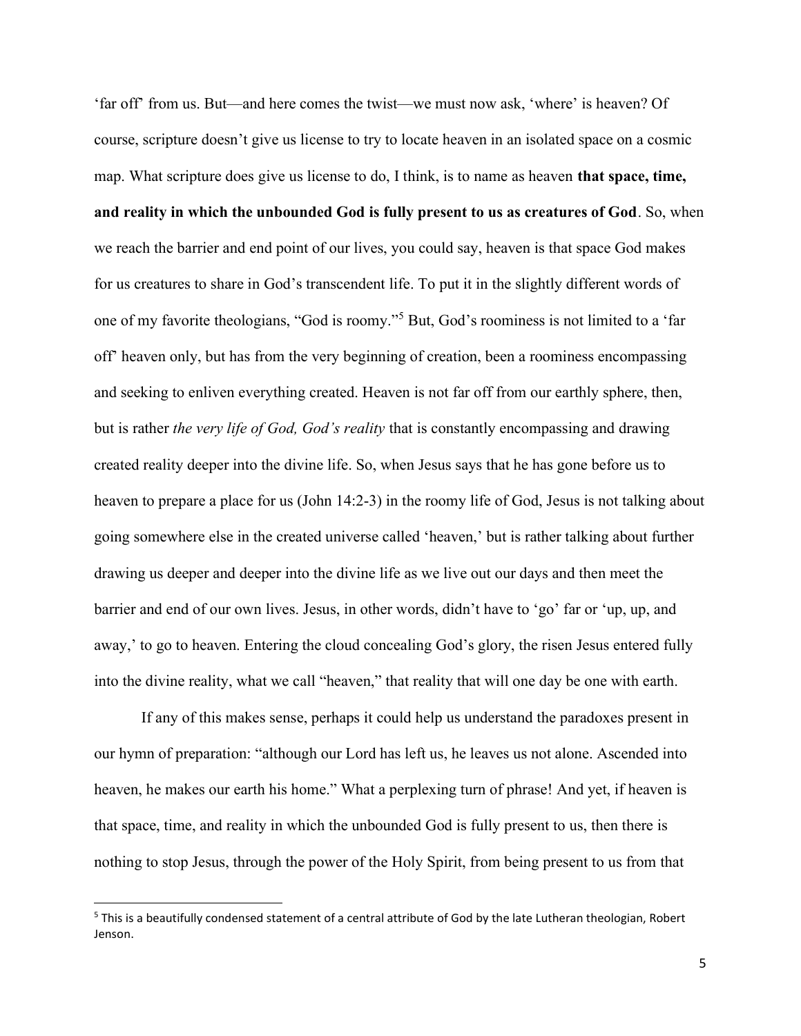'far off' from us. But—and here comes the twist—we must now ask, 'where' is heaven? Of course, scripture doesn't give us license to try to locate heaven in an isolated space on a cosmic map. What scripture does give us license to do, I think, is to name as heaven **that space, time, and reality in which the unbounded God is fully present to us as creatures of God**. So, when we reach the barrier and end point of our lives, you could say, heaven is that space God makes for us creatures to share in God's transcendent life. To put it in the slightly different words of one of my favorite theologians, "God is roomy."[5] But, God's roominess is not limited to a 'far off' heaven only, but has from the very beginning of creation, been a roominess encompassing and seeking to enliven everything created. Heaven is not far off from our earthly sphere, then, but is rather *the very life of God, God's reality* that is constantly encompassing and drawing created reality deeper into the divine life. So, when Jesus says that he has gone before us to heaven to prepare a place for us (John 14:2-3) in the roomy life of God, Jesus is not talking about going somewhere else in the created universe called 'heaven,' but is rather talking about further drawing us deeper and deeper into the divine life as we live out our days and then meet the barrier and end of our own lives. Jesus, in other words, didn't have to 'go' far or 'up, up, and away,' to go to heaven. Entering the cloud concealing God's glory, the risen Jesus entered fully into the divine reality, what we call "heaven," that reality that will one day be one with earth.

If any of this makes sense, perhaps it could help us understand the paradoxes present in our hymn of preparation: "although our Lord has left us, he leaves us not alone. Ascended into heaven, he makes our earth his home." What a perplexing turn of phrase! And yet, if heaven is that space, time, and reality in which the unbounded God is fully present to us, then there is nothing to stop Jesus, through the power of the Holy Spirit, from being present to us from that

---

[5] This is a beautifully condensed statement of a central attribute of God by the late Lutheran theologian, Robert Jenson.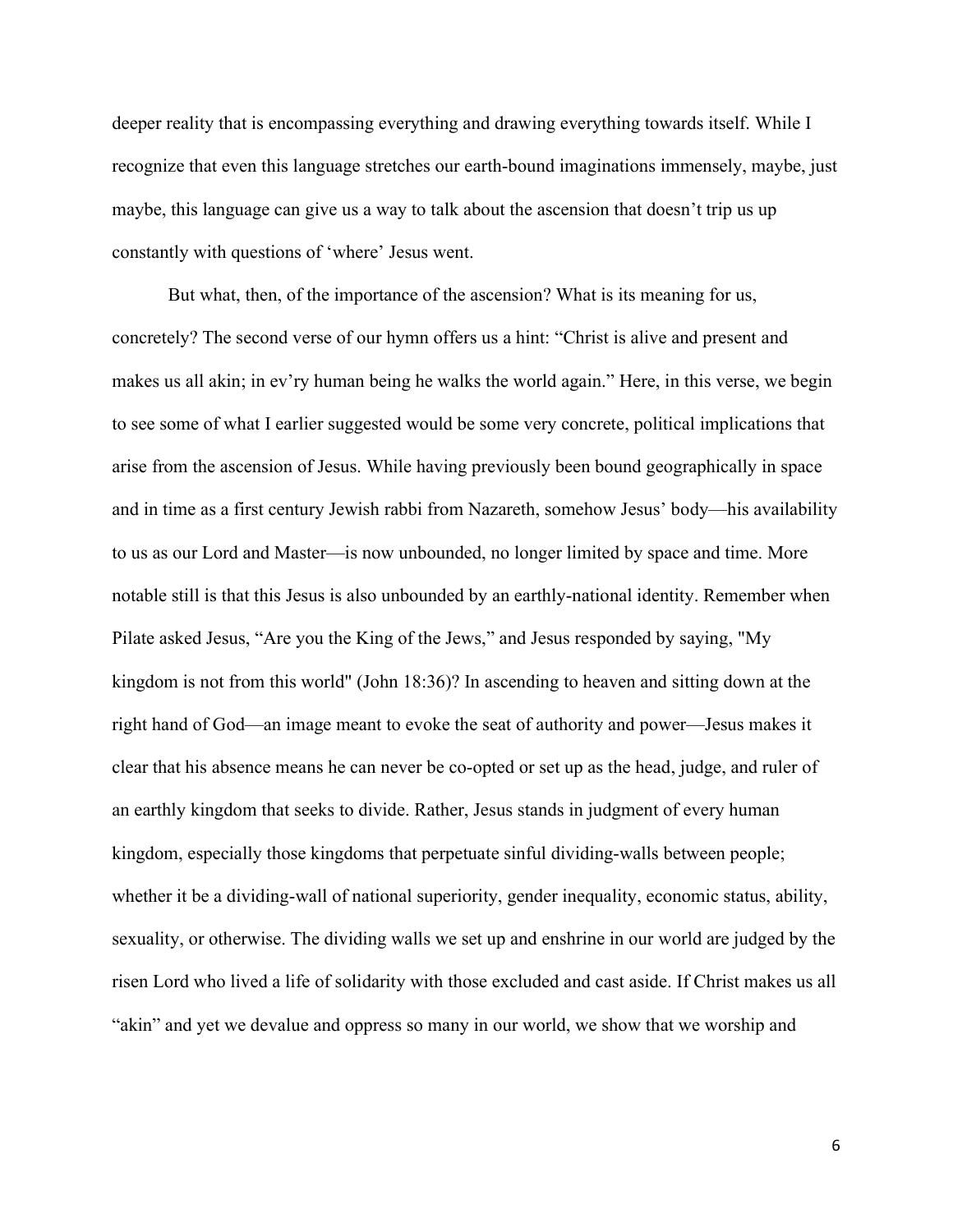deeper reality that is encompassing everything and drawing everything towards itself. While I recognize that even this language stretches our earth-bound imaginations immensely, maybe, just maybe, this language can give us a way to talk about the ascension that doesn't trip us up constantly with questions of 'where' Jesus went.

But what, then, of the importance of the ascension? What is its meaning for us, concretely? The second verse of our hymn offers us a hint: "Christ is alive and present and makes us all akin; in ev'ry human being he walks the world again." Here, in this verse, we begin to see some of what I earlier suggested would be some very concrete, political implications that arise from the ascension of Jesus. While having previously been bound geographically in space and in time as a first century Jewish rabbi from Nazareth, somehow Jesus' body—his availability to us as our Lord and Master—is now unbounded, no longer limited by space and time. More notable still is that this Jesus is also unbounded by an earthly-national identity. Remember when Pilate asked Jesus, "Are you the King of the Jews," and Jesus responded by saying, "My kingdom is not from this world" (John 18:36)? In ascending to heaven and sitting down at the right hand of God—an image meant to evoke the seat of authority and power—Jesus makes it clear that his absence means he can never be co-opted or set up as the head, judge, and ruler of an earthly kingdom that seeks to divide. Rather, Jesus stands in judgment of every human kingdom, especially those kingdoms that perpetuate sinful dividing-walls between people; whether it be a dividing-wall of national superiority, gender inequality, economic status, ability, sexuality, or otherwise. The dividing walls we set up and enshrine in our world are judged by the risen Lord who lived a life of solidarity with those excluded and cast aside. If Christ makes us all "akin" and yet we devalue and oppress so many in our world, we show that we worship and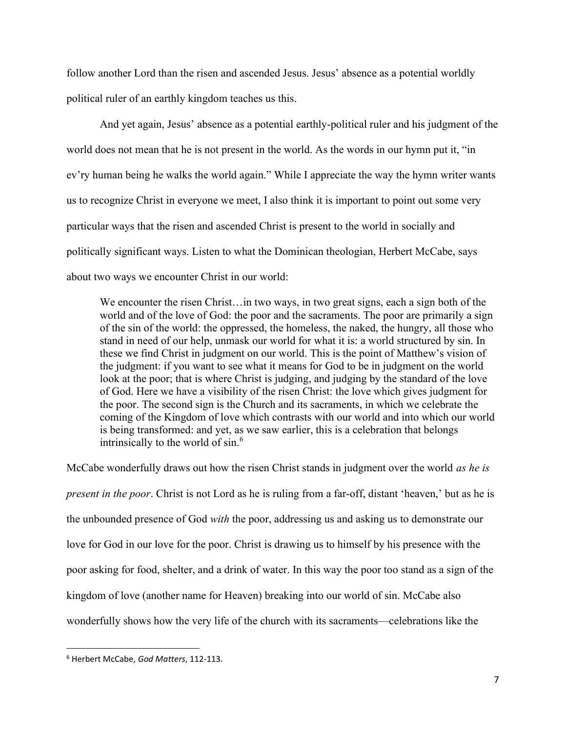follow another Lord than the risen and ascended Jesus. Jesus' absence as a potential worldly political ruler of an earthly kingdom teaches us this.

And yet again, Jesus' absence as a potential earthly-political ruler and his judgment of the world does not mean that he is not present in the world. As the words in our hymn put it, "in ev'ry human being he walks the world again." While I appreciate the way the hymn writer wants us to recognize Christ in everyone we meet, I also think it is important to point out some very particular ways that the risen and ascended Christ is present to the world in socially and politically significant ways. Listen to what the Dominican theologian, Herbert McCabe, says about two ways we encounter Christ in our world:

> We encounter the risen Christ…in two ways, in two great signs, each a sign both of the world and of the love of God: the poor and the sacraments. The poor are primarily a sign of the sin of the world: the oppressed, the homeless, the naked, the hungry, all those who stand in need of our help, unmask our world for what it is: a world structured by sin. In these we find Christ in judgment on our world. This is the point of Matthew's vision of the judgment: if you want to see what it means for God to be in judgment on the world look at the poor; that is where Christ is judging, and judging by the standard of the love of God. Here we have a visibility of the risen Christ: the love which gives judgment for the poor. The second sign is the Church and its sacraments, in which we celebrate the coming of the Kingdom of love which contrasts with our world and into which our world is being transformed: and yet, as we saw earlier, this is a celebration that belongs intrinsically to the world of sin.[6]

McCabe wonderfully draws out how the risen Christ stands in judgment over the world *as he is present in the poor*. Christ is not Lord as he is ruling from a far-off, distant 'heaven,' but as he is the unbounded presence of God *with* the poor, addressing us and asking us to demonstrate our love for God in our love for the poor. Christ is drawing us to himself by his presence with the poor asking for food, shelter, and a drink of water. In this way the poor too stand as a sign of the kingdom of love (another name for Heaven) breaking into our world of sin. McCabe also wonderfully shows how the very life of the church with its sacraments—celebrations like the

[6] Herbert McCabe, *God Matters*, 112-113.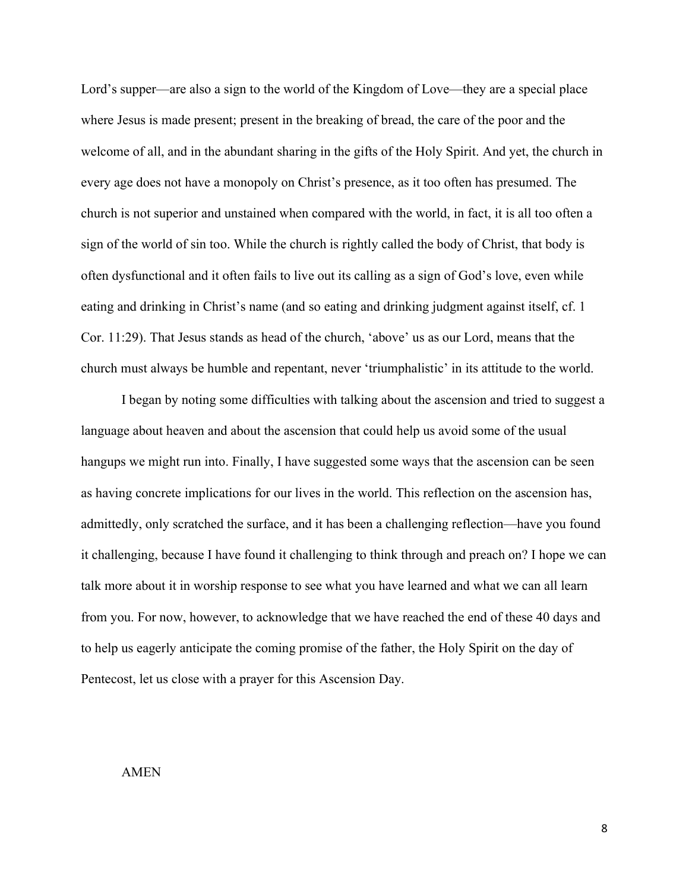Lord's supper—are also a sign to the world of the Kingdom of Love—they are a special place where Jesus is made present; present in the breaking of bread, the care of the poor and the welcome of all, and in the abundant sharing in the gifts of the Holy Spirit. And yet, the church in every age does not have a monopoly on Christ's presence, as it too often has presumed. The church is not superior and unstained when compared with the world, in fact, it is all too often a sign of the world of sin too. While the church is rightly called the body of Christ, that body is often dysfunctional and it often fails to live out its calling as a sign of God's love, even while eating and drinking in Christ's name (and so eating and drinking judgment against itself, cf. 1 Cor. 11:29). That Jesus stands as head of the church, 'above' us as our Lord, means that the church must always be humble and repentant, never 'triumphalistic' in its attitude to the world.

I began by noting some difficulties with talking about the ascension and tried to suggest a language about heaven and about the ascension that could help us avoid some of the usual hangups we might run into. Finally, I have suggested some ways that the ascension can be seen as having concrete implications for our lives in the world. This reflection on the ascension has, admittedly, only scratched the surface, and it has been a challenging reflection—have you found it challenging, because I have found it challenging to think through and preach on? I hope we can talk more about it in worship response to see what you have learned and what we can all learn from you. For now, however, to acknowledge that we have reached the end of these 40 days and to help us eagerly anticipate the coming promise of the father, the Holy Spirit on the day of Pentecost, let us close with a prayer for this Ascension Day.

AMEN